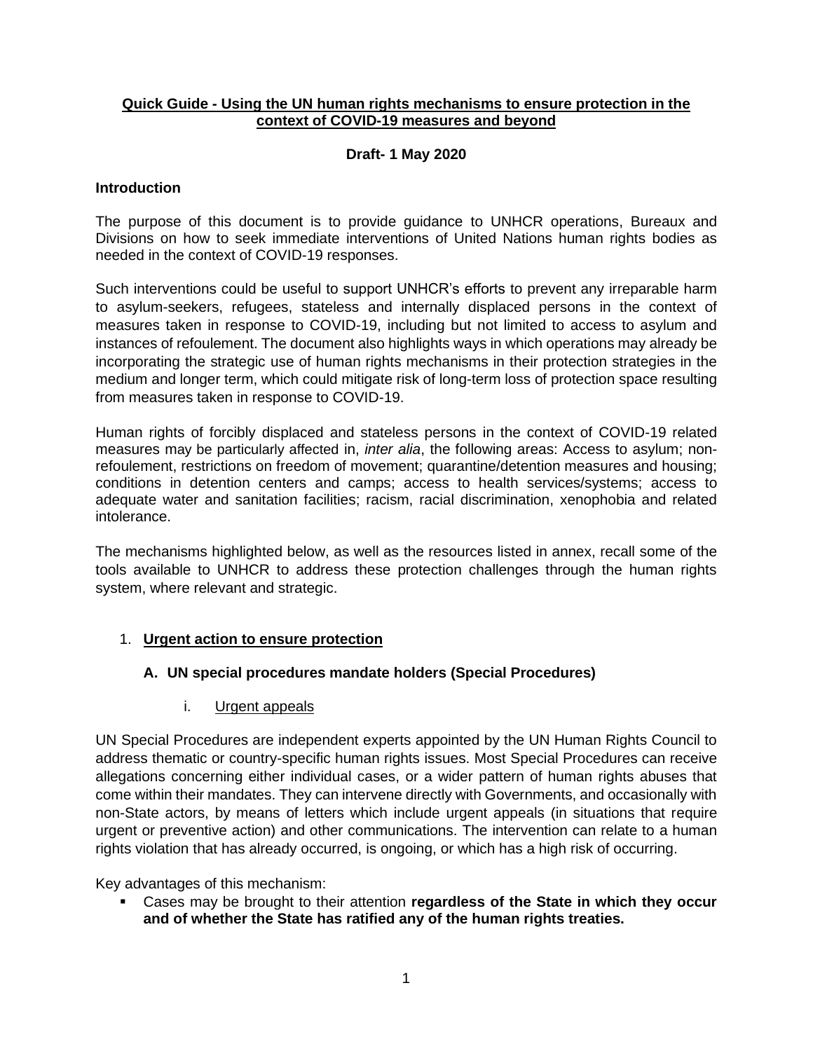**Quick Guide - Using the UN human rights mechanisms to ensure protection in the context of COVID-19 measures and beyond**

**Draft- 1 May 2020**

## Introduction

The purpose of this document is to provide guidance to UNHCR operations, Bureaux and Divisions on how to seek immediate interventions of United Nations human rights bodies as needed in the context of COVID-19 responses.

Such interventions could be useful to support UNHCR's efforts to prevent any irreparable harm to asylum-seekers, refugees, stateless and internally displaced persons in the context of measures taken in response to COVID-19, including but not limited to access to asylum and instances of refoulement. The document also highlights ways in which operations may already be incorporating the strategic use of human rights mechanisms in their protection strategies in the medium and longer term, which could mitigate risk of long-term loss of protection space resulting from measures taken in response to COVID-19.

Human rights of forcibly displaced and stateless persons in the context of COVID-19 related measures may be particularly affected in, *inter alia*, the following areas: Access to asylum; non-refoulement, restrictions on freedom of movement; quarantine/detention measures and housing; conditions in detention centers and camps; access to health services/systems; access to adequate water and sanitation facilities; racism, racial discrimination, xenophobia and related intolerance.

The mechanisms highlighted below, as well as the resources listed in annex, recall some of the tools available to UNHCR to address these protection challenges through the human rights system, where relevant and strategic.

## 1. Urgent action to ensure protection

### A. UN special procedures mandate holders (Special Procedures)

#### i. Urgent appeals

UN Special Procedures are independent experts appointed by the UN Human Rights Council to address thematic or country-specific human rights issues. Most Special Procedures can receive allegations concerning either individual cases, or a wider pattern of human rights abuses that come within their mandates. They can intervene directly with Governments, and occasionally with non-State actors, by means of letters which include urgent appeals (in situations that require urgent or preventive action) and other communications. The intervention can relate to a human rights violation that has already occurred, is ongoing, or which has a high risk of occurring.

Key advantages of this mechanism:

- Cases may be brought to their attention **regardless of the State in which they occur and of whether the State has ratified any of the human rights treaties.**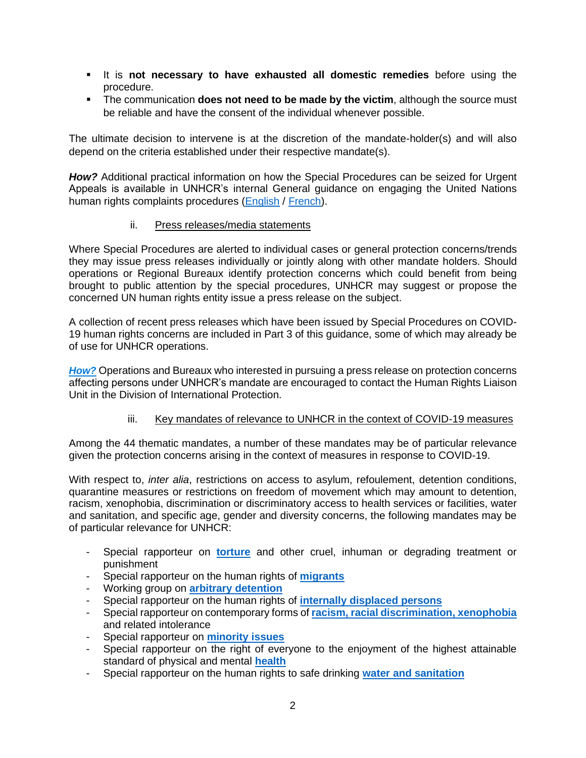- It is **not necessary to have exhausted all domestic remedies** before using the procedure.
- The communication **does not need to be made by the victim**, although the source must be reliable and have the consent of the individual whenever possible.

The ultimate decision to intervene is at the discretion of the mandate-holder(s) and will also depend on the criteria established under their respective mandate(s).

***How?*** Additional practical information on how the Special Procedures can be seized for Urgent Appeals is available in UNHCR's internal General guidance on engaging the United Nations human rights complaints procedures (English / French).

ii. Press releases/media statements

Where Special Procedures are alerted to individual cases or general protection concerns/trends they may issue press releases individually or jointly along with other mandate holders. Should operations or Regional Bureaux identify protection concerns which could benefit from being brought to public attention by the special procedures, UNHCR may suggest or propose the concerned UN human rights entity issue a press release on the subject.

A collection of recent press releases which have been issued by Special Procedures on COVID-19 human rights concerns are included in Part 3 of this guidance, some of which may already be of use for UNHCR operations.

***How?*** Operations and Bureaux who interested in pursuing a press release on protection concerns affecting persons under UNHCR's mandate are encouraged to contact the Human Rights Liaison Unit in the Division of International Protection.

iii. Key mandates of relevance to UNHCR in the context of COVID-19 measures

Among the 44 thematic mandates, a number of these mandates may be of particular relevance given the protection concerns arising in the context of measures in response to COVID-19.

With respect to, *inter alia*, restrictions on access to asylum, refoulement, detention conditions, quarantine measures or restrictions on freedom of movement which may amount to detention, racism, xenophobia, discrimination or discriminatory access to health services or facilities, water and sanitation, and specific age, gender and diversity concerns, the following mandates may be of particular relevance for UNHCR:

- Special rapporteur on **torture** and other cruel, inhuman or degrading treatment or punishment
- Special rapporteur on the human rights of **migrants**
- Working group on **arbitrary detention**
- Special rapporteur on the human rights of **internally displaced persons**
- Special rapporteur on contemporary forms of **racism, racial discrimination, xenophobia** and related intolerance
- Special rapporteur on **minority issues**
- Special rapporteur on the right of everyone to the enjoyment of the highest attainable standard of physical and mental **health**
- Special rapporteur on the human rights to safe drinking **water and sanitation**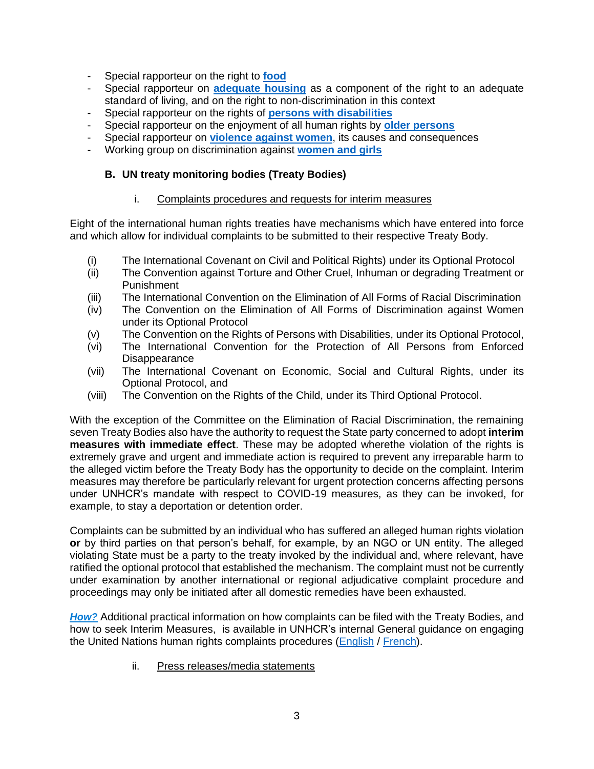- Special rapporteur on the right to **food**
- Special rapporteur on **adequate housing** as a component of the right to an adequate standard of living, and on the right to non-discrimination in this context
- Special rapporteur on the rights of **persons with disabilities**
- Special rapporteur on the enjoyment of all human rights by **older persons**
- Special rapporteur on **violence against women**, its causes and consequences
- Working group on discrimination against **women and girls**

### B. UN treaty monitoring bodies (Treaty Bodies)

#### i. Complaints procedures and requests for interim measures

Eight of the international human rights treaties have mechanisms which have entered into force and which allow for individual complaints to be submitted to their respective Treaty Body.

(i) The International Covenant on Civil and Political Rights) under its Optional Protocol
(ii) The Convention against Torture and Other Cruel, Inhuman or degrading Treatment or Punishment
(iii) The International Convention on the Elimination of All Forms of Racial Discrimination
(iv) The Convention on the Elimination of All Forms of Discrimination against Women under its Optional Protocol
(v) The Convention on the Rights of Persons with Disabilities, under its Optional Protocol,
(vi) The International Convention for the Protection of All Persons from Enforced Disappearance
(vii) The International Covenant on Economic, Social and Cultural Rights, under its Optional Protocol, and
(viii) The Convention on the Rights of the Child, under its Third Optional Protocol.

With the exception of the Committee on the Elimination of Racial Discrimination, the remaining seven Treaty Bodies also have the authority to request the State party concerned to adopt **interim measures with immediate effect**. These may be adopted wherethe violation of the rights is extremely grave and urgent and immediate action is required to prevent any irreparable harm to the alleged victim before the Treaty Body has the opportunity to decide on the complaint. Interim measures may therefore be particularly relevant for urgent protection concerns affecting persons under UNHCR's mandate with respect to COVID-19 measures, as they can be invoked, for example, to stay a deportation or detention order.

Complaints can be submitted by an individual who has suffered an alleged human rights violation **or** by third parties on that person's behalf, for example, by an NGO or UN entity. The alleged violating State must be a party to the treaty invoked by the individual and, where relevant, have ratified the optional protocol that established the mechanism. The complaint must not be currently under examination by another international or regional adjudicative complaint procedure and proceedings may only be initiated after all domestic remedies have been exhausted.

***How?*** Additional practical information on how complaints can be filed with the Treaty Bodies, and how to seek Interim Measures, is available in UNHCR's internal General guidance on engaging the United Nations human rights complaints procedures (English / French).

#### ii. Press releases/media statements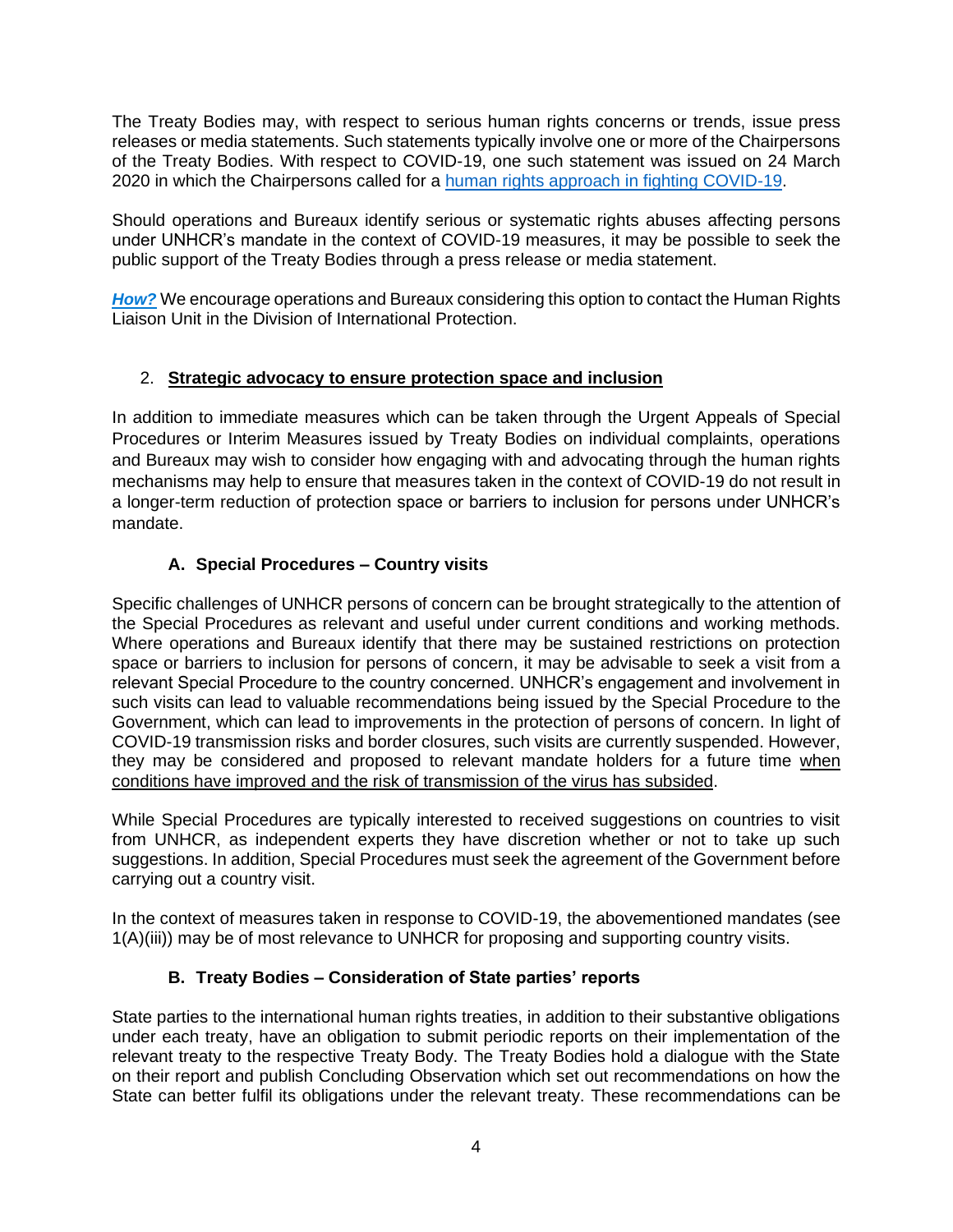The Treaty Bodies may, with respect to serious human rights concerns or trends, issue press releases or media statements. Such statements typically involve one or more of the Chairpersons of the Treaty Bodies. With respect to COVID-19, one such statement was issued on 24 March 2020 in which the Chairpersons called for a human rights approach in fighting COVID-19.

Should operations and Bureaux identify serious or systematic rights abuses affecting persons under UNHCR's mandate in the context of COVID-19 measures, it may be possible to seek the public support of the Treaty Bodies through a press release or media statement.

***How?*** We encourage operations and Bureaux considering this option to contact the Human Rights Liaison Unit in the Division of International Protection.

## 2. Strategic advocacy to ensure protection space and inclusion

In addition to immediate measures which can be taken through the Urgent Appeals of Special Procedures or Interim Measures issued by Treaty Bodies on individual complaints, operations and Bureaux may wish to consider how engaging with and advocating through the human rights mechanisms may help to ensure that measures taken in the context of COVID-19 do not result in a longer-term reduction of protection space or barriers to inclusion for persons under UNHCR's mandate.

### A. Special Procedures – Country visits

Specific challenges of UNHCR persons of concern can be brought strategically to the attention of the Special Procedures as relevant and useful under current conditions and working methods. Where operations and Bureaux identify that there may be sustained restrictions on protection space or barriers to inclusion for persons of concern, it may be advisable to seek a visit from a relevant Special Procedure to the country concerned. UNHCR's engagement and involvement in such visits can lead to valuable recommendations being issued by the Special Procedure to the Government, which can lead to improvements in the protection of persons of concern. In light of COVID-19 transmission risks and border closures, such visits are currently suspended. However, they may be considered and proposed to relevant mandate holders for a future time when conditions have improved and the risk of transmission of the virus has subsided.

While Special Procedures are typically interested to received suggestions on countries to visit from UNHCR, as independent experts they have discretion whether or not to take up such suggestions. In addition, Special Procedures must seek the agreement of the Government before carrying out a country visit.

In the context of measures taken in response to COVID-19, the abovementioned mandates (see 1(A)(iii)) may be of most relevance to UNHCR for proposing and supporting country visits.

### B. Treaty Bodies – Consideration of State parties' reports

State parties to the international human rights treaties, in addition to their substantive obligations under each treaty, have an obligation to submit periodic reports on their implementation of the relevant treaty to the respective Treaty Body. The Treaty Bodies hold a dialogue with the State on their report and publish Concluding Observation which set out recommendations on how the State can better fulfil its obligations under the relevant treaty. These recommendations can be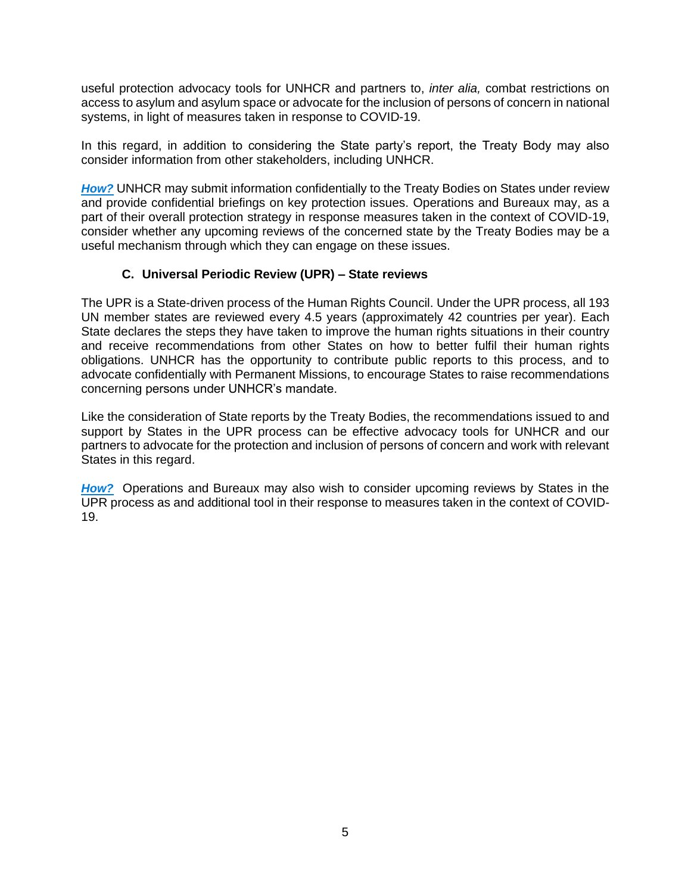useful protection advocacy tools for UNHCR and partners to, *inter alia,* combat restrictions on access to asylum and asylum space or advocate for the inclusion of persons of concern in national systems, in light of measures taken in response to COVID-19.

In this regard, in addition to considering the State party's report, the Treaty Body may also consider information from other stakeholders, including UNHCR.

***How?*** UNHCR may submit information confidentially to the Treaty Bodies on States under review and provide confidential briefings on key protection issues. Operations and Bureaux may, as a part of their overall protection strategy in response measures taken in the context of COVID-19, consider whether any upcoming reviews of the concerned state by the Treaty Bodies may be a useful mechanism through which they can engage on these issues.

### C. Universal Periodic Review (UPR) – State reviews

The UPR is a State-driven process of the Human Rights Council. Under the UPR process, all 193 UN member states are reviewed every 4.5 years (approximately 42 countries per year). Each State declares the steps they have taken to improve the human rights situations in their country and receive recommendations from other States on how to better fulfil their human rights obligations. UNHCR has the opportunity to contribute public reports to this process, and to advocate confidentially with Permanent Missions, to encourage States to raise recommendations concerning persons under UNHCR's mandate.

Like the consideration of State reports by the Treaty Bodies, the recommendations issued to and support by States in the UPR process can be effective advocacy tools for UNHCR and our partners to advocate for the protection and inclusion of persons of concern and work with relevant States in this regard.

***How?*** Operations and Bureaux may also wish to consider upcoming reviews by States in the UPR process as and additional tool in their response to measures taken in the context of COVID-19.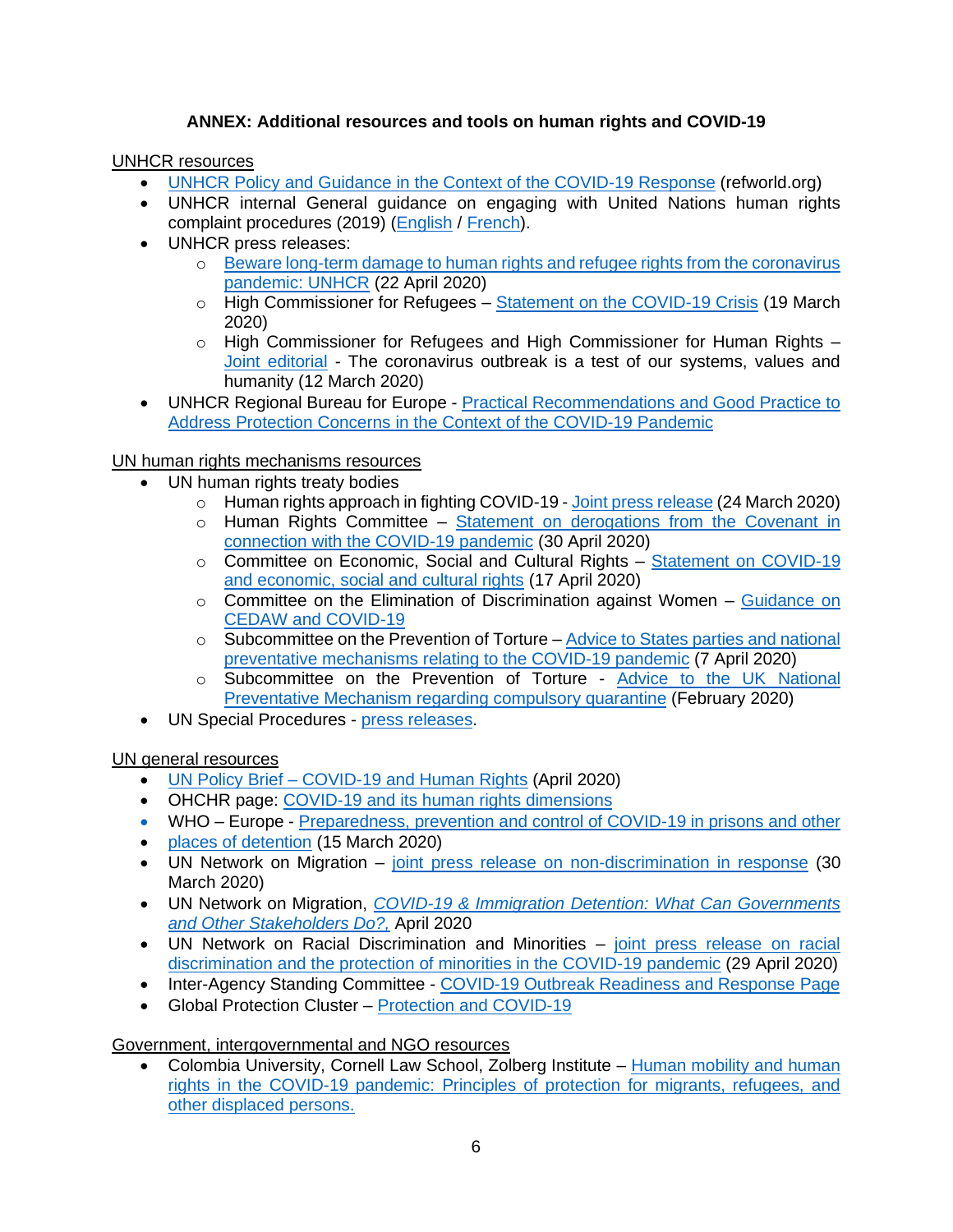**ANNEX: Additional resources and tools on human rights and COVID-19**

UNHCR resources

- UNHCR Policy and Guidance in the Context of the COVID-19 Response (refworld.org)
- UNHCR internal General guidance on engaging with United Nations human rights complaint procedures (2019) (English / French).
- UNHCR press releases:
  - Beware long-term damage to human rights and refugee rights from the coronavirus pandemic: UNHCR (22 April 2020)
  - High Commissioner for Refugees – Statement on the COVID-19 Crisis (19 March 2020)
  - High Commissioner for Refugees and High Commissioner for Human Rights – Joint editorial - The coronavirus outbreak is a test of our systems, values and humanity (12 March 2020)
- UNHCR Regional Bureau for Europe - Practical Recommendations and Good Practice to Address Protection Concerns in the Context of the COVID-19 Pandemic

UN human rights mechanisms resources

- UN human rights treaty bodies
  - Human rights approach in fighting COVID-19 - Joint press release (24 March 2020)
  - Human Rights Committee – Statement on derogations from the Covenant in connection with the COVID-19 pandemic (30 April 2020)
  - Committee on Economic, Social and Cultural Rights – Statement on COVID-19 and economic, social and cultural rights (17 April 2020)
  - Committee on the Elimination of Discrimination against Women – Guidance on CEDAW and COVID-19
  - Subcommittee on the Prevention of Torture – Advice to States parties and national preventative mechanisms relating to the COVID-19 pandemic (7 April 2020)
  - Subcommittee on the Prevention of Torture - Advice to the UK National Preventative Mechanism regarding compulsory quarantine (February 2020)
- UN Special Procedures - press releases.

UN general resources

- UN Policy Brief – COVID-19 and Human Rights (April 2020)
- OHCHR page: COVID-19 and its human rights dimensions
- WHO – Europe - Preparedness, prevention and control of COVID-19 in prisons and other
- places of detention (15 March 2020)
- UN Network on Migration – joint press release on non-discrimination in response (30 March 2020)
- UN Network on Migration, *COVID-19 & Immigration Detention: What Can Governments and Other Stakeholders Do?,* April 2020
- UN Network on Racial Discrimination and Minorities – joint press release on racial discrimination and the protection of minorities in the COVID-19 pandemic (29 April 2020)
- Inter-Agency Standing Committee - COVID-19 Outbreak Readiness and Response Page
- Global Protection Cluster – Protection and COVID-19

Government, intergovernmental and NGO resources

- Colombia University, Cornell Law School, Zolberg Institute – Human mobility and human rights in the COVID-19 pandemic: Principles of protection for migrants, refugees, and other displaced persons.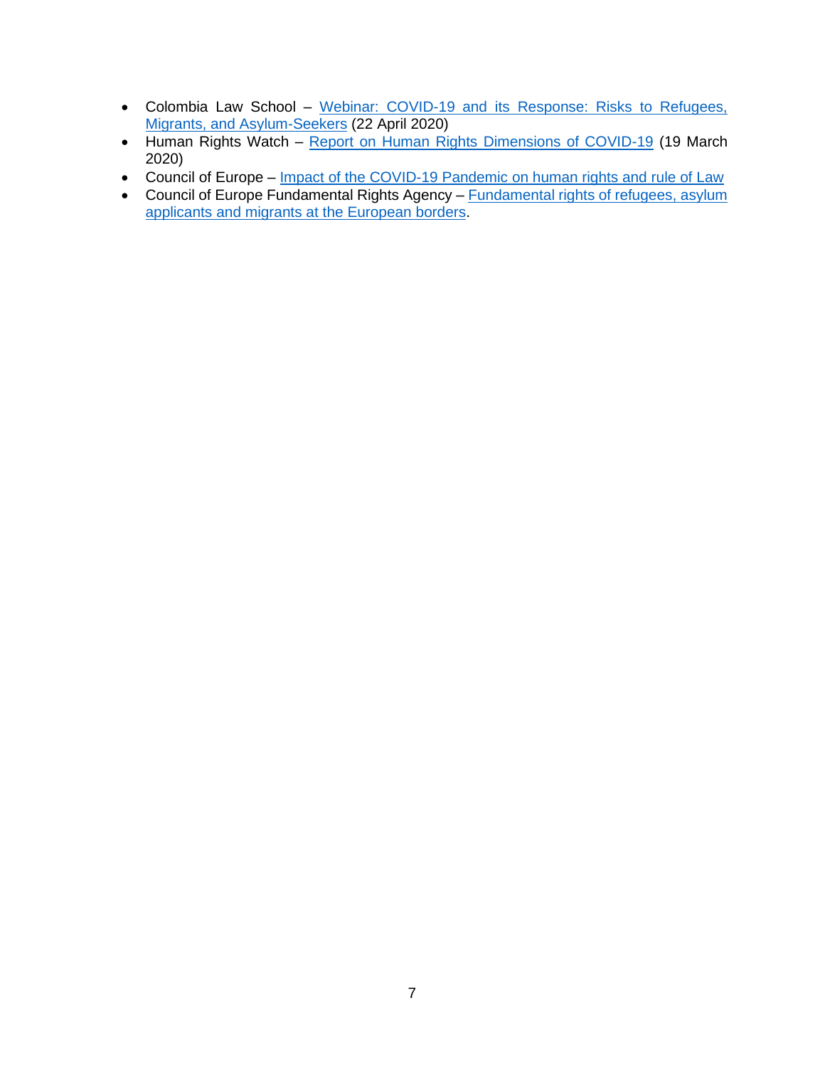- Colombia Law School – Webinar: COVID-19 and its Response: Risks to Refugees, Migrants, and Asylum-Seekers (22 April 2020)
- Human Rights Watch – Report on Human Rights Dimensions of COVID-19 (19 March 2020)
- Council of Europe – Impact of the COVID-19 Pandemic on human rights and rule of Law
- Council of Europe Fundamental Rights Agency – Fundamental rights of refugees, asylum applicants and migrants at the European borders.